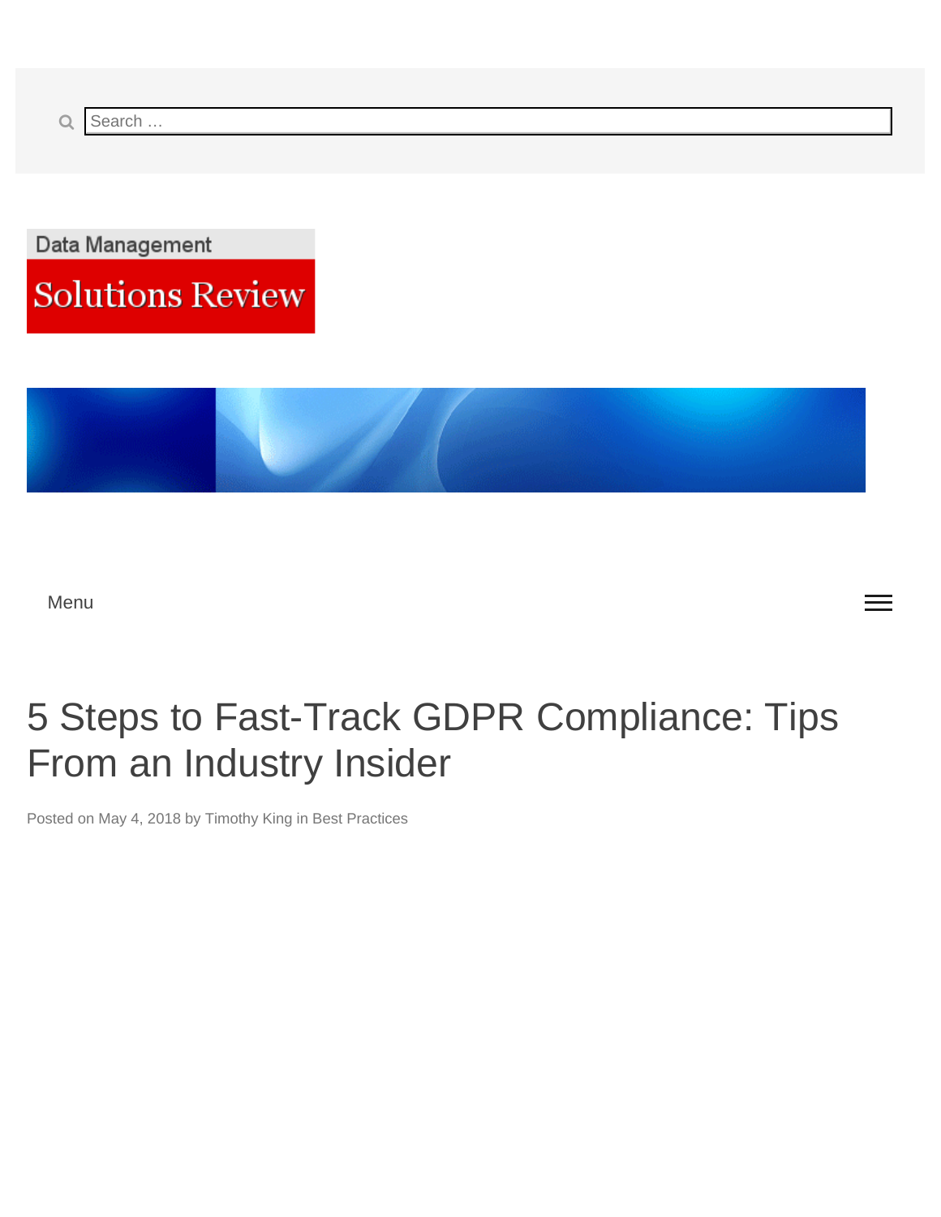Search …

Data Management

Solutions Review

Menu

# 5 Steps to Fast-Track GDPR Compliance: Tips From an Industry Insider

Posted on May 4, 2018 by Timothy King in Best Practices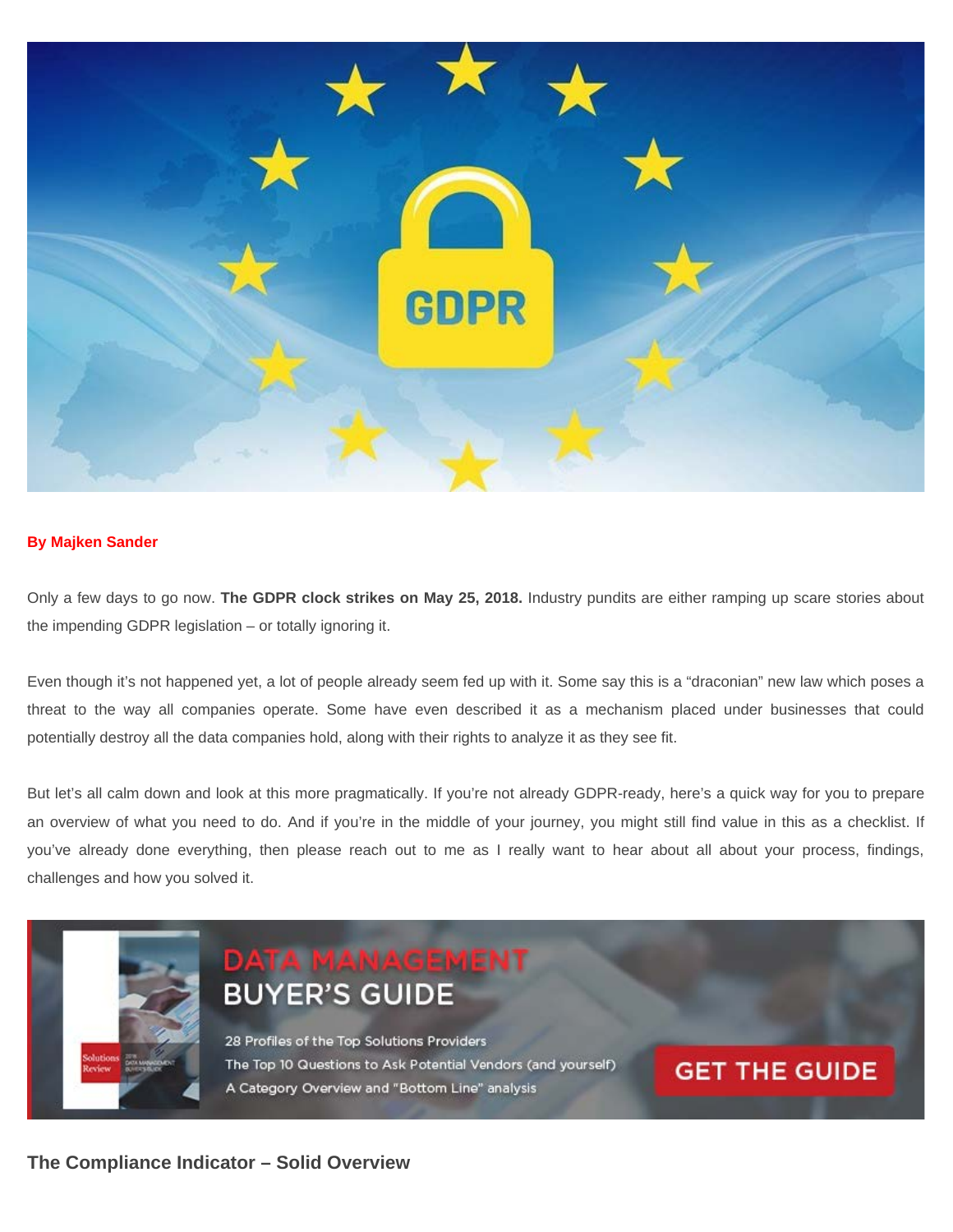By Majken Sander

Only a few days to go now. **The GDPR clock strikes on May 25, 2018.** Industry pundits are either ramping up scare stories about the impending GDPR legislation – or totally ignoring it.

Even though it's not happened yet, a lot of people already seem fed up with it. Some say this is a "draconian" new law which poses a threat to the way all companies operate. Some have even described it as a mechanism placed under businesses that could potentially destroy all the data companies hold, along with their rights to analyze it as they see fit.

But let's all calm down and look at this more pragmatically. If you're not already GDPR-ready, here's a quick way for you to prepare an overview of what you need to do. And if you're in the middle of your journey, you might still find value in this as a checklist. If you've already done everything, then please reach out to me as I really want to hear about all about your process, findings, challenges and how you solved it.

### The Compliance Indicator – Solid Overview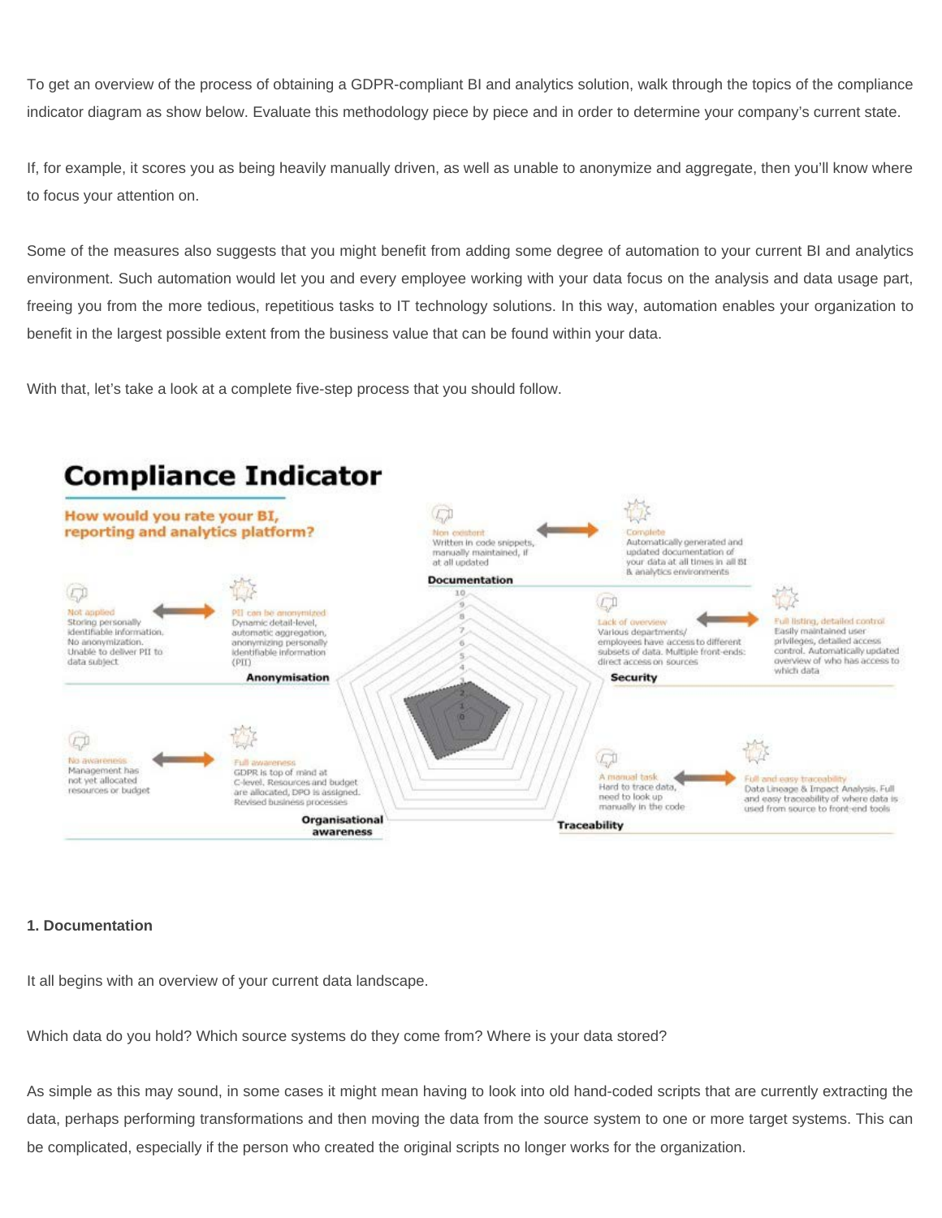To get an overview of the process of obtaining a GDPR-compliant BI and analytics solution, walk through the topics of the compliance indicator diagram as show below. Evaluate this methodology piece by piece and in order to determine your company's current state.

If, for example, it scores you as being heavily manually driven, as well as unable to anonymize and aggregate, then you'll know where to focus your attention on.

Some of the measures also suggests that you might benefit from adding some degree of automation to your current BI and analytics environment. Such automation would let you and every employee working with your data focus on the analysis and data usage part, freeing you from the more tedious, repetitious tasks to IT technology solutions. In this way, automation enables your organization to benefit in the largest possible extent from the business value that can be found within your data.

With that, let's take a look at a complete five-step process that you should follow.

## Compliance Indicator

**How would you rate your BI, reporting and analytics platform?**

**Documentation**
- Non existent: Written in code snippets, manually maintained, if at all updated
- Complete: Automatically generated and updated documentation of your data at all times in all BI & analytics environments

**Anonymisation**
- Not applied: Storing personally identifiable information. No anonymization. Unable to deliver PII to data subject
- PII can be anonymized: Dynamic detail-level, automatic aggregation, anonymizing personally identifiable information (PII)

**Security**
- Lack of overview: Various departments/ employees have access to different subsets of data. Multiple front-ends: direct access on sources
- Full listing, detailed control: Easily maintained user privileges, detailed access control. Automatically updated overview of who has access to which data

**Organisational awareness**
- No awareness: Management has not yet allocated resources or budget
- Full awareness: GDPR is top of mind at C-level. Resources and budget are allocated, DPO is assigned. Revised business processes

**Traceability**
- A manual task: Hard to trace data, need to look up manually in the code
- Full and easy traceability: Data Lineage & Impact Analysis. Full and easy traceability of where data is used from source to front-end tools

### 1. Documentation

It all begins with an overview of your current data landscape.

Which data do you hold? Which source systems do they come from? Where is your data stored?

As simple as this may sound, in some cases it might mean having to look into old hand-coded scripts that are currently extracting the data, perhaps performing transformations and then moving the data from the source system to one or more target systems. This can be complicated, especially if the person who created the original scripts no longer works for the organization.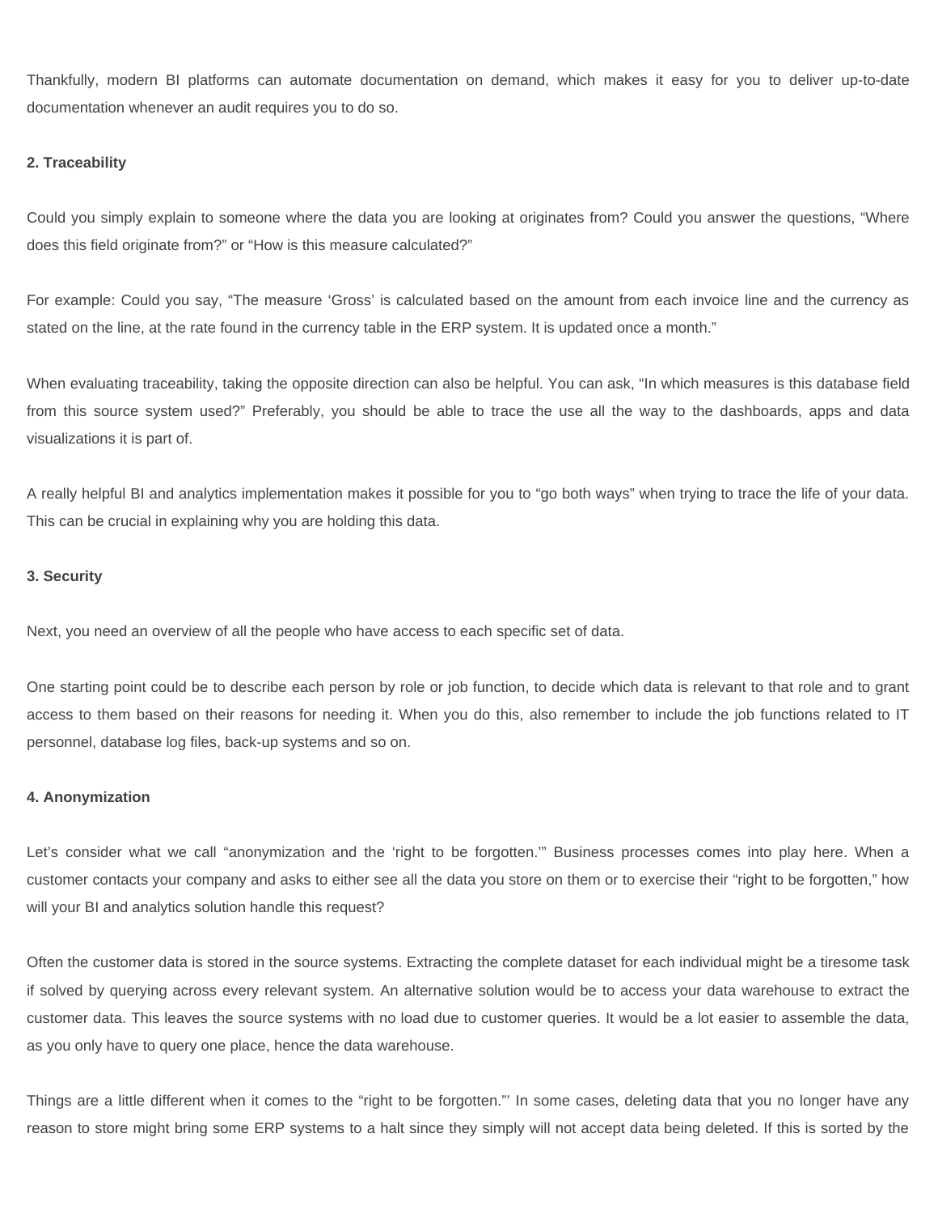Thankfully, modern BI platforms can automate documentation on demand, which makes it easy for you to deliver up-to-date documentation whenever an audit requires you to do so.

**2. Traceability**

Could you simply explain to someone where the data you are looking at originates from? Could you answer the questions, “Where does this field originate from?” or “How is this measure calculated?”

For example: Could you say, “The measure ‘Gross’ is calculated based on the amount from each invoice line and the currency as stated on the line, at the rate found in the currency table in the ERP system. It is updated once a month.”

When evaluating traceability, taking the opposite direction can also be helpful. You can ask, “In which measures is this database field from this source system used?” Preferably, you should be able to trace the use all the way to the dashboards, apps and data visualizations it is part of.

A really helpful BI and analytics implementation makes it possible for you to “go both ways” when trying to trace the life of your data. This can be crucial in explaining why you are holding this data.

**3. Security**

Next, you need an overview of all the people who have access to each specific set of data.

One starting point could be to describe each person by role or job function, to decide which data is relevant to that role and to grant access to them based on their reasons for needing it. When you do this, also remember to include the job functions related to IT personnel, database log files, back-up systems and so on.

**4. Anonymization**

Let’s consider what we call “anonymization and the ‘right to be forgotten.’” Business processes comes into play here. When a customer contacts your company and asks to either see all the data you store on them or to exercise their “right to be forgotten,” how will your BI and analytics solution handle this request?

Often the customer data is stored in the source systems. Extracting the complete dataset for each individual might be a tiresome task if solved by querying across every relevant system. An alternative solution would be to access your data warehouse to extract the customer data. This leaves the source systems with no load due to customer queries. It would be a lot easier to assemble the data, as you only have to query one place, hence the data warehouse.

Things are a little different when it comes to the “right to be forgotten.”’ In some cases, deleting data that you no longer have any reason to store might bring some ERP systems to a halt since they simply will not accept data being deleted. If this is sorted by the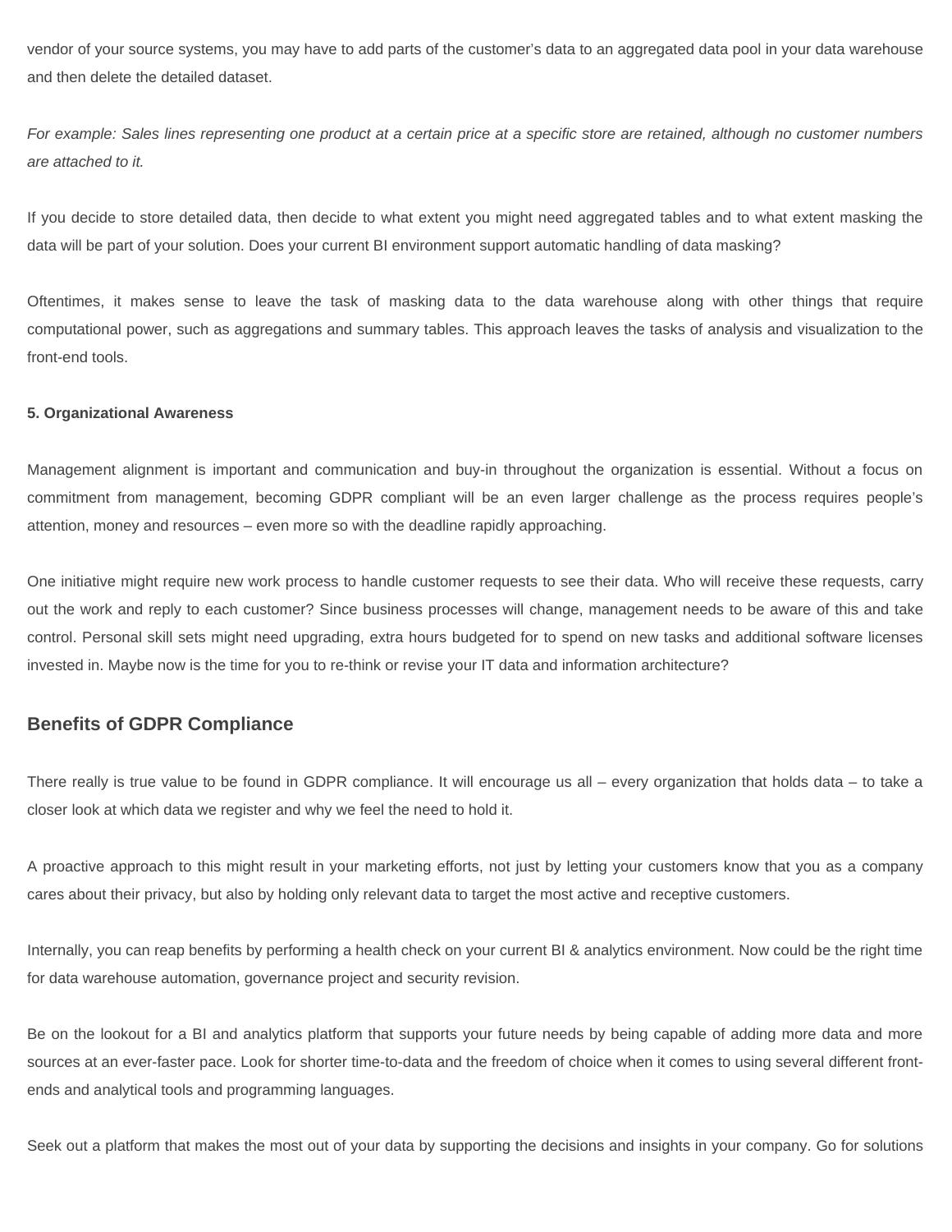vendor of your source systems, you may have to add parts of the customer's data to an aggregated data pool in your data warehouse and then delete the detailed dataset.

*For example: Sales lines representing one product at a certain price at a specific store are retained, although no customer numbers are attached to it.*

If you decide to store detailed data, then decide to what extent you might need aggregated tables and to what extent masking the data will be part of your solution. Does your current BI environment support automatic handling of data masking?

Oftentimes, it makes sense to leave the task of masking data to the data warehouse along with other things that require computational power, such as aggregations and summary tables. This approach leaves the tasks of analysis and visualization to the front-end tools.

**5. Organizational Awareness**

Management alignment is important and communication and buy-in throughout the organization is essential. Without a focus on commitment from management, becoming GDPR compliant will be an even larger challenge as the process requires people's attention, money and resources – even more so with the deadline rapidly approaching.

One initiative might require new work process to handle customer requests to see their data. Who will receive these requests, carry out the work and reply to each customer? Since business processes will change, management needs to be aware of this and take control. Personal skill sets might need upgrading, extra hours budgeted for to spend on new tasks and additional software licenses invested in. Maybe now is the time for you to re-think or revise your IT data and information architecture?

## Benefits of GDPR Compliance

There really is true value to be found in GDPR compliance. It will encourage us all – every organization that holds data – to take a closer look at which data we register and why we feel the need to hold it.

A proactive approach to this might result in your marketing efforts, not just by letting your customers know that you as a company cares about their privacy, but also by holding only relevant data to target the most active and receptive customers.

Internally, you can reap benefits by performing a health check on your current BI & analytics environment. Now could be the right time for data warehouse automation, governance project and security revision.

Be on the lookout for a BI and analytics platform that supports your future needs by being capable of adding more data and more sources at an ever-faster pace. Look for shorter time-to-data and the freedom of choice when it comes to using several different front-ends and analytical tools and programming languages.

Seek out a platform that makes the most out of your data by supporting the decisions and insights in your company. Go for solutions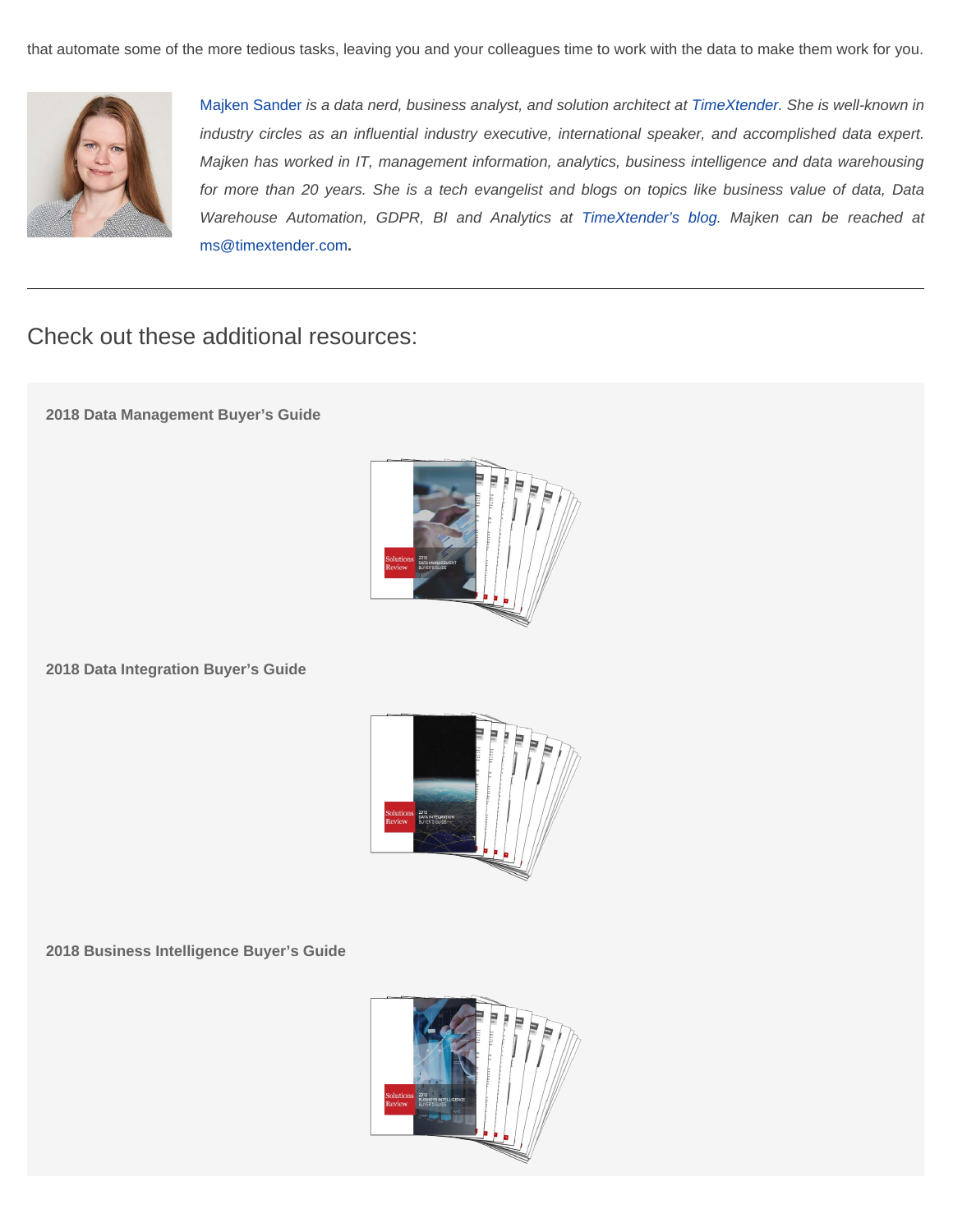that automate some of the more tedious tasks, leaving you and your colleagues time to work with the data to make them work for you.

Majken Sander *is a data nerd, business analyst, and solution architect at* TimeXtender. *She is well-known in industry circles as an influential industry executive, international speaker, and accomplished data expert. Majken has worked in IT, management information, analytics, business intelligence and data warehousing for more than 20 years. She is a tech evangelist and blogs on topics like business value of data, Data Warehouse Automation, GDPR, BI and Analytics at* TimeXtender's blog*. Majken can be reached at* ms@timextender.com.

---

## Check out these additional resources:

**2018 Data Management Buyer's Guide**

**2018 Data Integration Buyer's Guide**

**2018 Business Intelligence Buyer's Guide**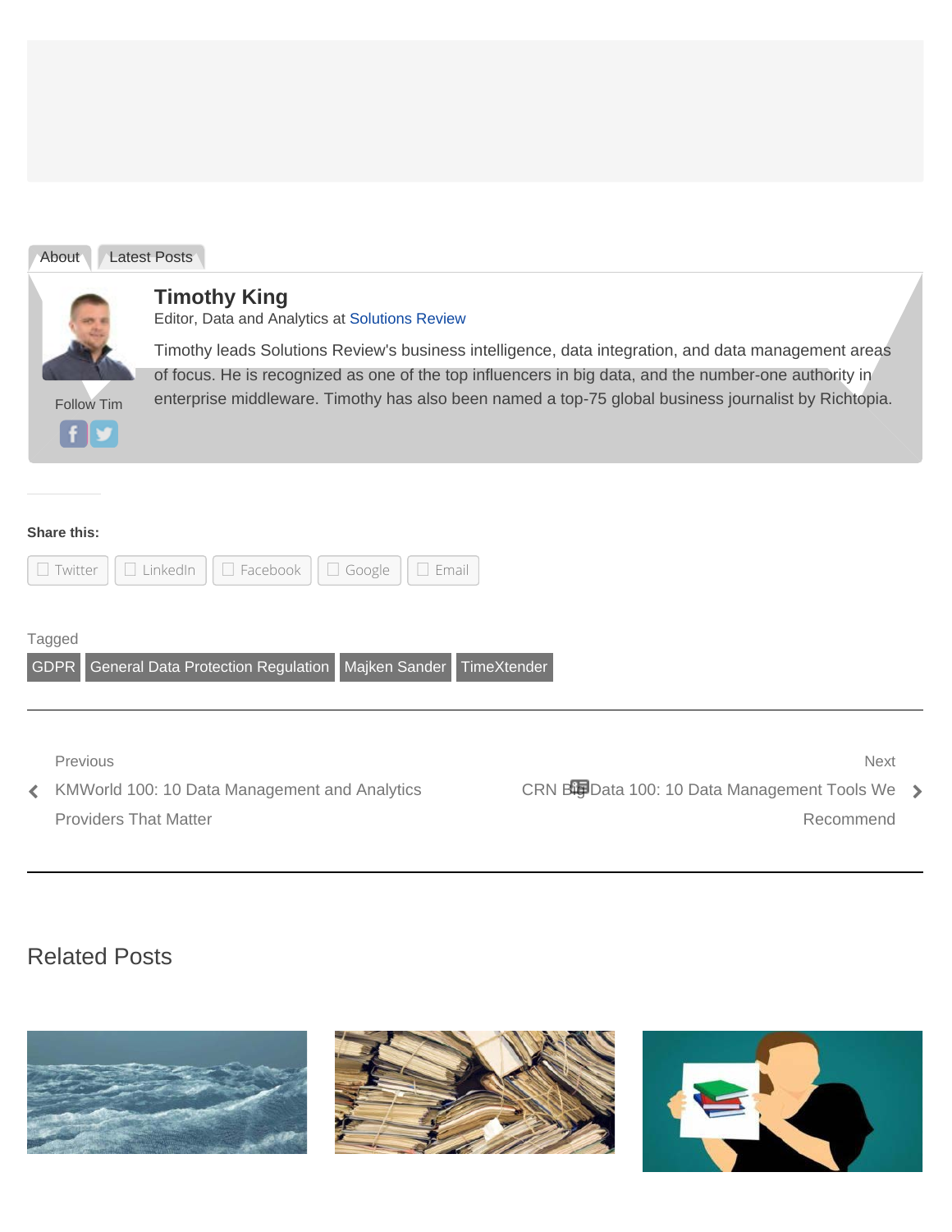About | Latest Posts

**Timothy King**

Editor, Data and Analytics at Solutions Review

Timothy leads Solutions Review's business intelligence, data integration, and data management areas of focus. He is recognized as one of the top influencers in big data, and the number-one authority in enterprise middleware. Timothy has also been named a top-75 global business journalist by Richtopia.

Follow Tim

**Share this:**

Twitter | LinkedIn | Facebook | Google | Email

Tagged

GDPR | General Data Protection Regulation | Majken Sander | TimeXtender

Previous

KMWorld 100: 10 Data Management and Analytics Providers That Matter

Next

CRN Big Data 100: 10 Data Management Tools We Recommend

## Related Posts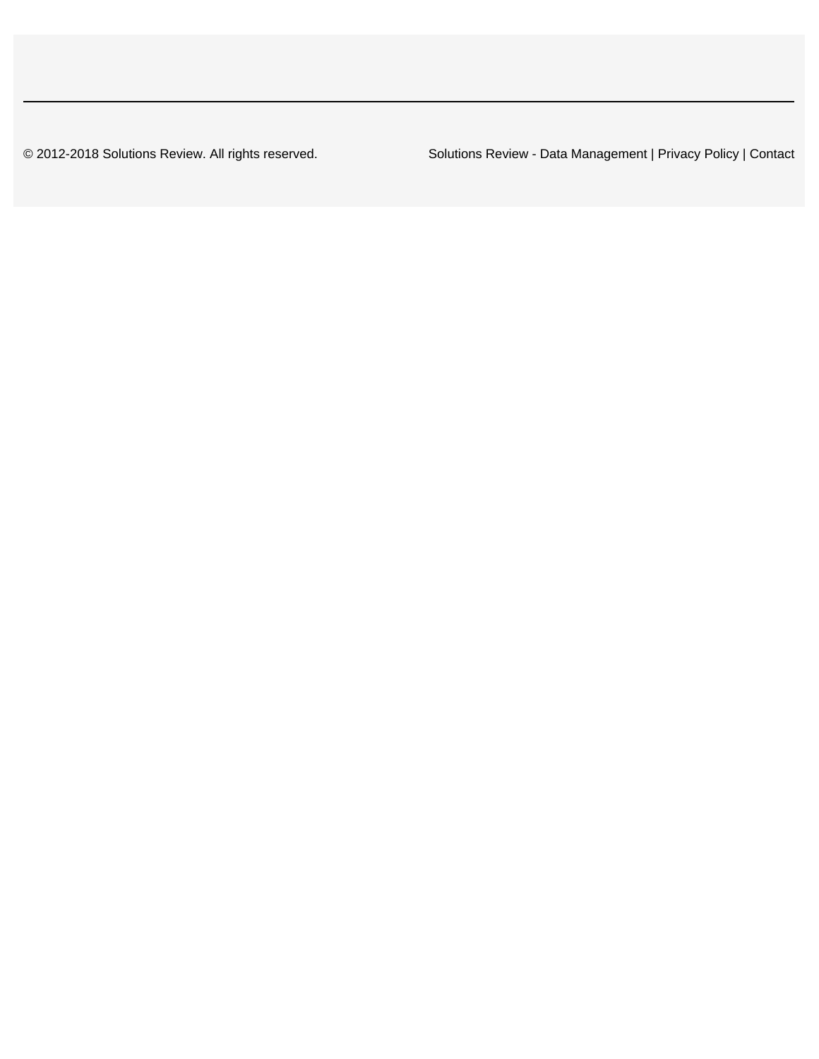© 2012-2018 Solutions Review. All rights reserved.

Solutions Review - Data Management | Privacy Policy | Contact